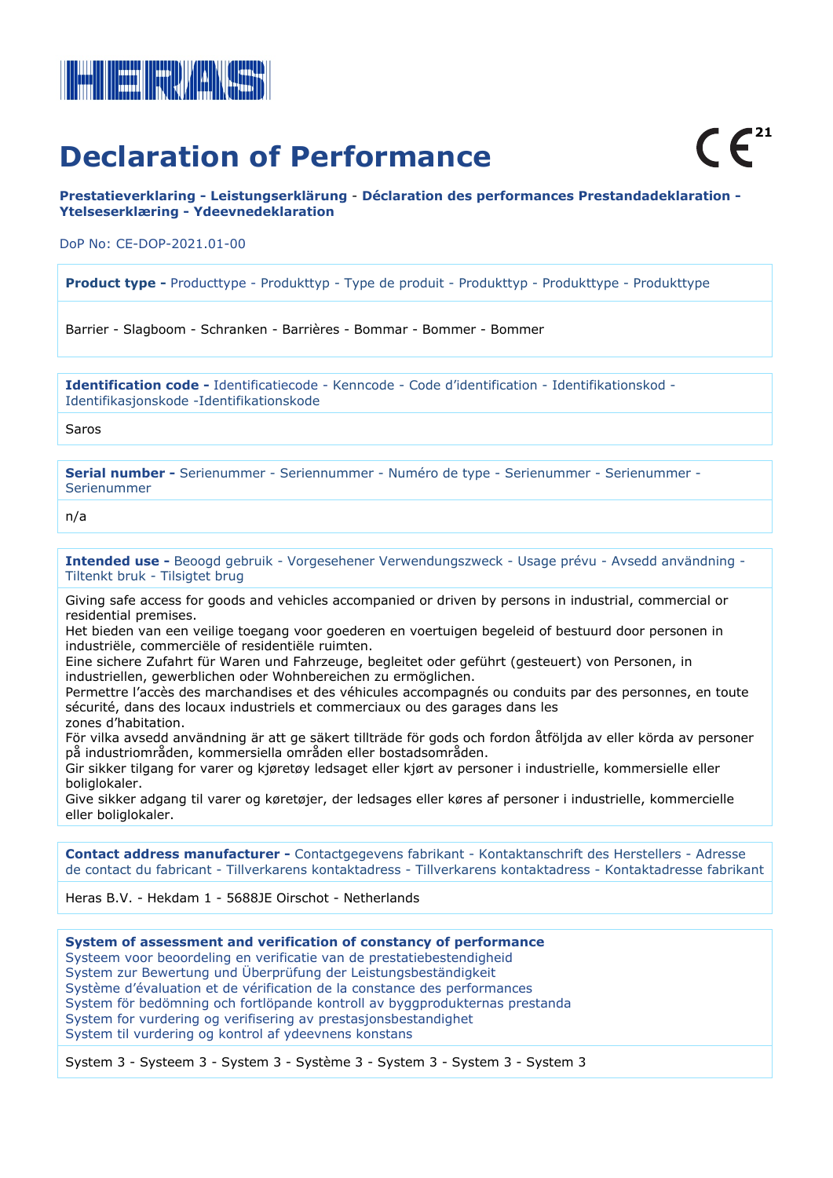HERAS

# Declaration of Performance

CE[21]

**Prestatieverklaring - Leistungserklärung - Déclaration des performances Prestandadeklaration - Ytelseserklæring - Ydeevnedeklaration**

DoP No: CE-DOP-2021.01-00

**Product type -** Producttype - Produkttyp - Type de produit - Produkttyp - Produkttype - Produkttype

Barrier - Slagboom - Schranken - Barrières - Bommar - Bommer - Bommer

**Identification code -** Identificatiecode - Kenncode - Code d'identification - Identifikationskod - Identifikasjonskode -Identifikationskode

Saros

**Serial number -** Serienummer - Seriennummer - Numéro de type - Serienummer - Serienummer - Serienummer

n/a

**Intended use -** Beoogd gebruik - Vorgesehener Verwendungszweck - Usage prévu - Avsedd användning - Tiltenkt bruk - Tilsigtet brug

Giving safe access for goods and vehicles accompanied or driven by persons in industrial, commercial or residential premises.
Het bieden van een veilige toegang voor goederen en voertuigen begeleid of bestuurd door personen in industriële, commerciële of residentiële ruimten.
Eine sichere Zufahrt für Waren und Fahrzeuge, begleitet oder geführt (gesteuert) von Personen, in industriellen, gewerblichen oder Wohnbereichen zu ermöglichen.
Permettre l'accès des marchandises et des véhicules accompagnés ou conduits par des personnes, en toute sécurité, dans des locaux industriels et commerciaux ou des garages dans les zones d'habitation.
För vilka avsedd användning är att ge säkert tillträde för gods och fordon åtföljda av eller körda av personer på industriområden, kommersiella områden eller bostadsområden.
Gir sikker tilgang for varer og kjøretøy ledsaget eller kjørt av personer i industrielle, kommersielle eller boliglokaler.
Give sikker adgang til varer og køretøjer, der ledsages eller køres af personer i industrielle, kommercielle eller boliglokaler.

**Contact address manufacturer -** Contactgegevens fabrikant - Kontaktanschrift des Herstellers - Adresse de contact du fabricant - Tillverkarens kontaktadress - Tillverkarens kontaktadress - Kontaktadresse fabrikant

Heras B.V. - Hekdam 1 - 5688JE Oirschot - Netherlands

**System of assessment and verification of constancy of performance**
Systeem voor beoordeling en verificatie van de prestatiebestendigheid
System zur Bewertung und Überprüfung der Leistungsbeständigkeit
Système d'évaluation et de vérification de la constance des performances
System för bedömning och fortlöpande kontroll av byggproduktens prestanda
System for vurdering og verifisering av prestasjonsbestandighet
System til vurdering og kontrol af ydeevnens konstans

System 3 - Systeem 3 - System 3 - Système 3 - System 3 - System 3 - System 3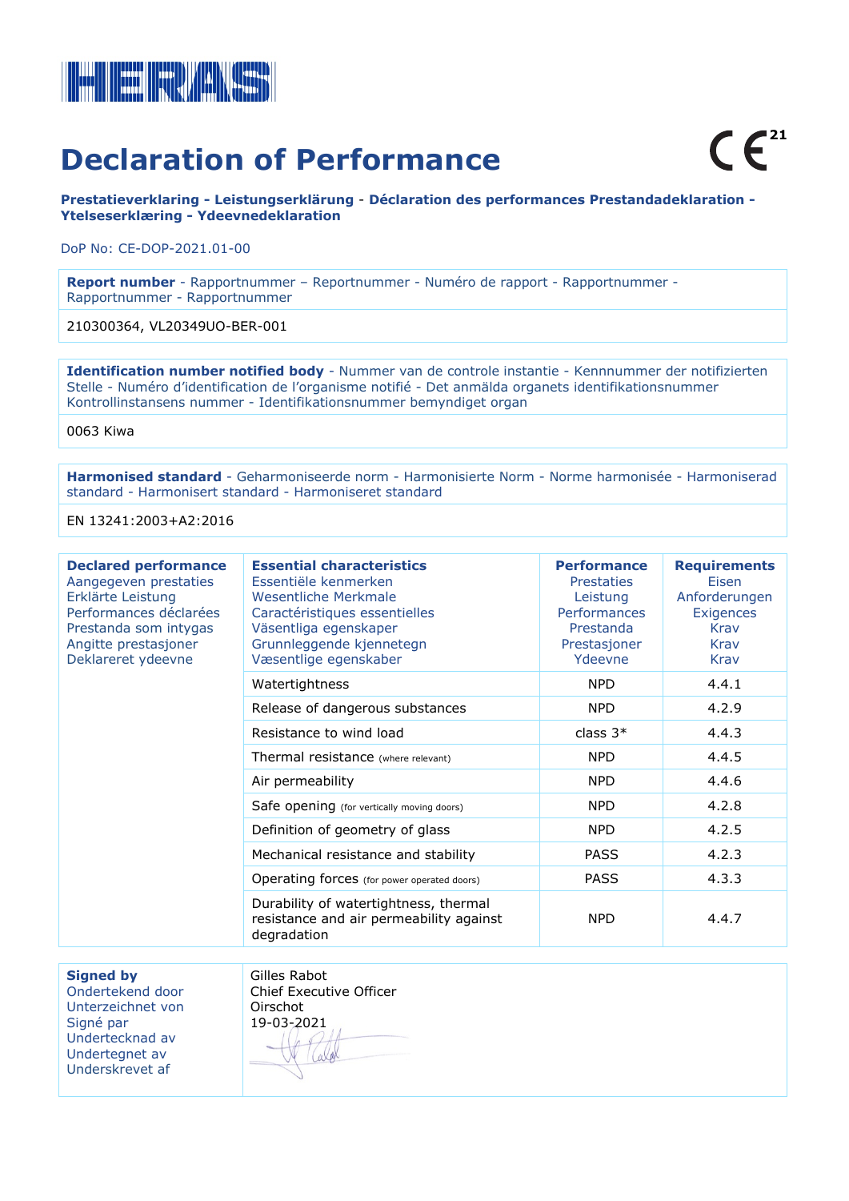HERAS

# Declaration of Performance

CE[21]

**Prestatieverklaring - Leistungserklärung - Déclaration des performances Prestandadeklaration - Ytelseserklæring - Ydeevnedeklaration**

DoP No: CE-DOP-2021.01-00

| **Report number** - Rapportnummer – Reportnummer - Numéro de rapport - Rapportnummer - Rapportnummer - Rapportnummer |
|---|
| 210300364, VL20349UO-BER-001 |

| **Identification number notified body** - Nummer van de controle instantie - Kennnummer der notifizierten Stelle - Numéro d'identification de l'organisme notifié - Det anmälda organets identifikationsnummer Kontrollinstansens nummer - Identifikationsnummer bemyndiget organ |
|---|
| 0063 Kiwa |

| **Harmonised standard** - Geharmoniseerde norm - Harmonisierte Norm - Norme harmonisée - Harmoniserad standard - Harmonisert standard - Harmoniseret standard |
|---|
| EN 13241:2003+A2:2016 |

| **Declared performance** Aangegeven prestaties Erklärte Leistung Performances déclarées Prestanda som intygas Angitte prestasjoner Deklareret ydeevne | **Essential characteristics** Essentiële kenmerken Wesentliche Merkmale Caractéristiques essentielles Väsentliga egenskaper Grunnleggende kjennetegn Væsentlige egenskaber | **Performance** Prestaties Leistung Performances Prestanda Prestasjoner Ydeevne | **Requirements** Eisen Anforderungen Exigences Krav Krav Krav |
|---|---|---|---|
| | Watertightness | NPD | 4.4.1 |
| | Release of dangerous substances | NPD | 4.2.9 |
| | Resistance to wind load | class 3* | 4.4.3 |
| | Thermal resistance (where relevant) | NPD | 4.4.5 |
| | Air permeability | NPD | 4.4.6 |
| | Safe opening (for vertically moving doors) | NPD | 4.2.8 |
| | Definition of geometry of glass | NPD | 4.2.5 |
| | Mechanical resistance and stability | PASS | 4.2.3 |
| | Operating forces (for power operated doors) | PASS | 4.3.3 |
| | Durability of watertightness, thermal resistance and air permeability against degradation | NPD | 4.4.7 |

| **Signed by** Ondertekend door Unterzeichnet von Signé par Undertecknad av Undertegnet av Underskrevet af | Gilles Rabot Chief Executive Officer Oirschot 19-03-2021 |
|---|---|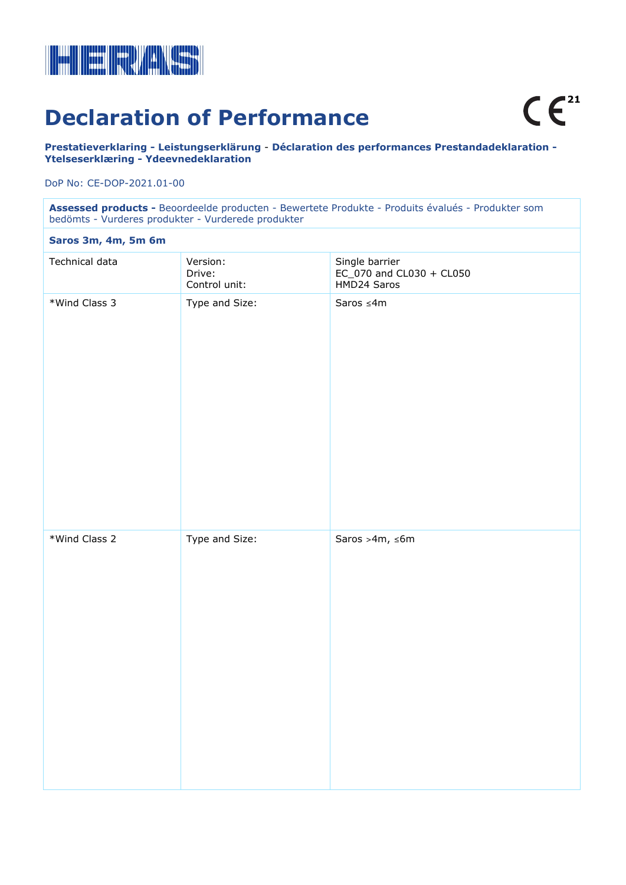# Declaration of Performance

CE 21

**Prestatieverklaring - Leistungserklärung - Déclaration des performances Prestandadeklaration - Ytelseserklæring - Ydeevnedeklaration**

DoP No: CE-DOP-2021.01-00

| | | |
|---|---|---|
| **Assessed products -** Beoordeelde producten - Bewertete Produkte - Produits évalués - Produkter som bedömts - Vurderes produkter - Vurderede produkter | | |
| **Saros 3m, 4m, 5m 6m** | | |
| Technical data | Version:<br>Drive:<br>Control unit: | Single barrier<br>EC_070 and CL030 + CL050<br>HMD24 Saros |
| *Wind Class 3 | Type and Size: | Saros ≤4m |
| *Wind Class 2 | Type and Size: | Saros >4m, ≤6m |